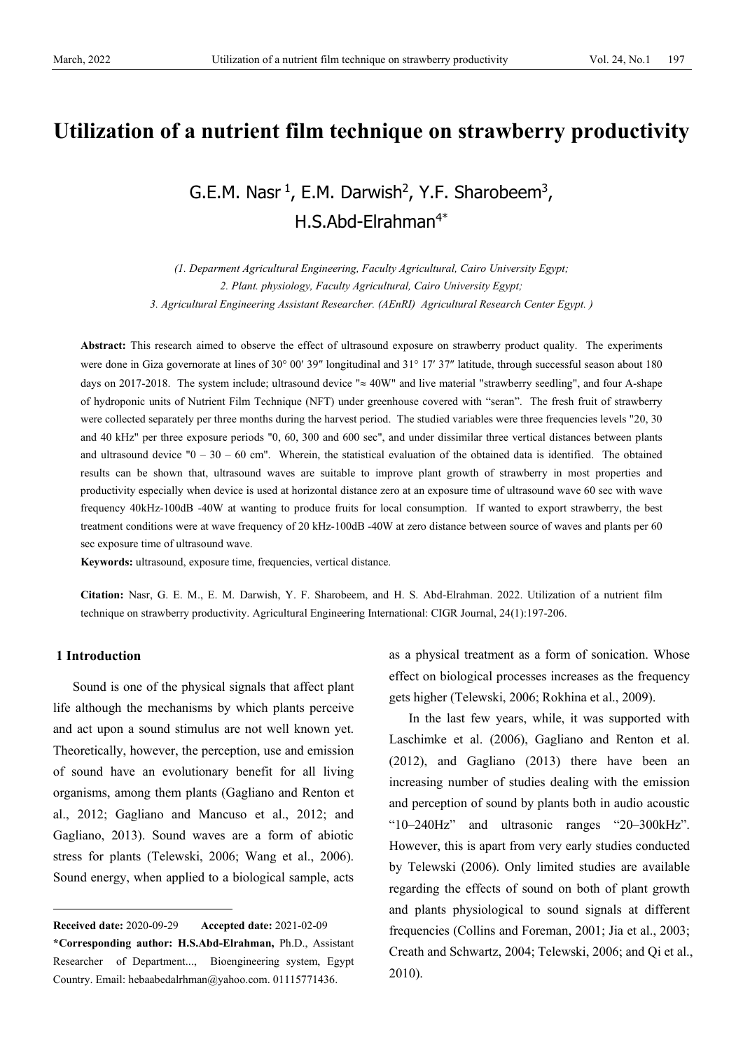# Utilization of a nutrient film technique on strawberry productivity

G.E.M. Nasr [1], E.M. Darwish[2], Y.F. Sharobeem[3], H.S.Abd-Elrahman[4*]

*(1. Deparment Agricultural Engineering, Faculty Agricultural, Cairo University Egypt;*
*2. Plant. physiology, Faculty Agricultural, Cairo University Egypt;*
*3. Agricultural Engineering Assistant Researcher. (AEnRI) Agricultural Research Center Egypt. )*

**Abstract:** This research aimed to observe the effect of ultrasound exposure on strawberry product quality. The experiments were done in Giza governorate at lines of 30° 00′ 39″ longitudinal and 31° 17′ 37″ latitude, through successful season about 180 days on 2017-2018. The system include; ultrasound device "≈ 40W" and live material "strawberry seedling", and four A-shape of hydroponic units of Nutrient Film Technique (NFT) under greenhouse covered with "seran". The fresh fruit of strawberry were collected separately per three months during the harvest period. The studied variables were three frequencies levels "20, 30 and 40 kHz" per three exposure periods "0, 60, 300 and 600 sec", and under dissimilar three vertical distances between plants and ultrasound device "0 – 30 – 60 cm". Wherein, the statistical evaluation of the obtained data is identified. The obtained results can be shown that, ultrasound waves are suitable to improve plant growth of strawberry in most properties and productivity especially when device is used at horizontal distance zero at an exposure time of ultrasound wave 60 sec with wave frequency 40kHz-100dB -40W at wanting to produce fruits for local consumption. If wanted to export strawberry, the best treatment conditions were at wave frequency of 20 kHz-100dB -40W at zero distance between source of waves and plants per 60 sec exposure time of ultrasound wave.

**Keywords:** ultrasound, exposure time, frequencies, vertical distance.

**Citation:** Nasr, G. E. M., E. M. Darwish, Y. F. Sharobeem, and H. S. Abd-Elrahman. 2022. Utilization of a nutrient film technique on strawberry productivity. Agricultural Engineering International: CIGR Journal, 24(1):197-206.

## 1 Introduction

Sound is one of the physical signals that affect plant life although the mechanisms by which plants perceive and act upon a sound stimulus are not well known yet. Theoretically, however, the perception, use and emission of sound have an evolutionary benefit for all living organisms, among them plants (Gagliano and Renton et al., 2012; Gagliano and Mancuso et al., 2012; and Gagliano, 2013). Sound waves are a form of abiotic stress for plants (Telewski, 2006; Wang et al., 2006). Sound energy, when applied to a biological sample, acts as a physical treatment as a form of sonication. Whose effect on biological processes increases as the frequency gets higher (Telewski, 2006; Rokhina et al., 2009).

In the last few years, while, it was supported with Laschimke et al. (2006), Gagliano and Renton et al. (2012), and Gagliano (2013) there have been an increasing number of studies dealing with the emission and perception of sound by plants both in audio acoustic "10–240Hz" and ultrasonic ranges "20–300kHz". However, this is apart from very early studies conducted by Telewski (2006). Only limited studies are available regarding the effects of sound on both of plant growth and plants physiological to sound signals at different frequencies (Collins and Foreman, 2001; Jia et al., 2003; Creath and Schwartz, 2004; Telewski, 2006; and Qi et al., 2010).

---

**Received date:** 2020-09-29 **Accepted date:** 2021-02-09

**\*Corresponding author: H.S.Abd-Elrahman,** Ph.D., Assistant Researcher of Department..., Bioengineering system, Egypt Country. Email: hebaabedalrhman@yahoo.com. 01115771436.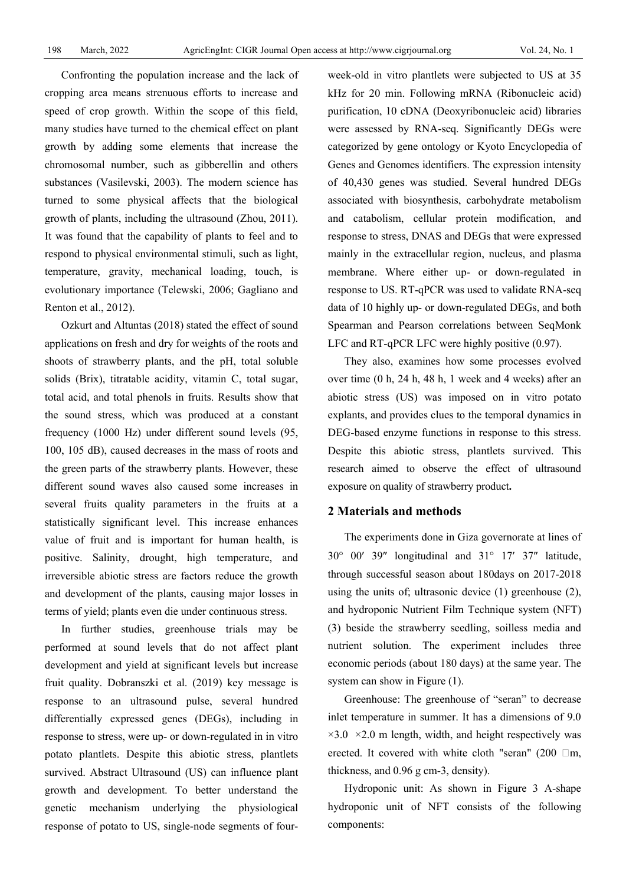Confronting the population increase and the lack of cropping area means strenuous efforts to increase and speed of crop growth. Within the scope of this field, many studies have turned to the chemical effect on plant growth by adding some elements that increase the chromosomal number, such as gibberellin and others substances (Vasilevski, 2003). The modern science has turned to some physical affects that the biological growth of plants, including the ultrasound (Zhou, 2011). It was found that the capability of plants to feel and to respond to physical environmental stimuli, such as light, temperature, gravity, mechanical loading, touch, is evolutionary importance (Telewski, 2006; Gagliano and Renton et al., 2012).

Ozkurt and Altuntas (2018) stated the effect of sound applications on fresh and dry for weights of the roots and shoots of strawberry plants, and the pH, total soluble solids (Brix), titratable acidity, vitamin C, total sugar, total acid, and total phenols in fruits. Results show that the sound stress, which was produced at a constant frequency (1000 Hz) under different sound levels (95, 100, 105 dB), caused decreases in the mass of roots and the green parts of the strawberry plants. However, these different sound waves also caused some increases in several fruits quality parameters in the fruits at a statistically significant level. This increase enhances value of fruit and is important for human health, is positive. Salinity, drought, high temperature, and irreversible abiotic stress are factors reduce the growth and development of the plants, causing major losses in terms of yield; plants even die under continuous stress.

In further studies, greenhouse trials may be performed at sound levels that do not affect plant development and yield at significant levels but increase fruit quality. Dobranszki et al. (2019) key message is response to an ultrasound pulse, several hundred differentially expressed genes (DEGs), including in response to stress, were up- or down-regulated in in vitro potato plantlets. Despite this abiotic stress, plantlets survived. Abstract Ultrasound (US) can influence plant growth and development. To better understand the genetic mechanism underlying the physiological response of potato to US, single-node segments of four-week-old in vitro plantlets were subjected to US at 35 kHz for 20 min. Following mRNA (Ribonucleic acid) purification, 10 cDNA (Deoxyribonucleic acid) libraries were assessed by RNA-seq. Significantly DEGs were categorized by gene ontology or Kyoto Encyclopedia of Genes and Genomes identifiers. The expression intensity of 40,430 genes was studied. Several hundred DEGs associated with biosynthesis, carbohydrate metabolism and catabolism, cellular protein modification, and response to stress, DNAS and DEGs that were expressed mainly in the extracellular region, nucleus, and plasma membrane. Where either up- or down-regulated in response to US. RT-qPCR was used to validate RNA-seq data of 10 highly up- or down-regulated DEGs, and both Spearman and Pearson correlations between SeqMonk LFC and RT-qPCR LFC were highly positive (0.97).

They also, examines how some processes evolved over time (0 h, 24 h, 48 h, 1 week and 4 weeks) after an abiotic stress (US) was imposed on in vitro potato explants, and provides clues to the temporal dynamics in DEG-based enzyme functions in response to this stress. Despite this abiotic stress, plantlets survived. This research aimed to observe the effect of ultrasound exposure on quality of strawberry product**.**

## 2 Materials and methods

The experiments done in Giza governorate at lines of 30° 00′ 39″ longitudinal and 31° 17′ 37″ latitude, through successful season about 180days on 2017-2018 using the units of; ultrasonic device (1) greenhouse (2), and hydroponic Nutrient Film Technique system (NFT) (3) beside the strawberry seedling, soilless media and nutrient solution. The experiment includes three economic periods (about 180 days) at the same year. The system can show in Figure (1).

Greenhouse: The greenhouse of "seran" to decrease inlet temperature in summer. It has a dimensions of 9.0 ×3.0 ×2.0 m length, width, and height respectively was erected. It covered with white cloth "seran" (200 m, thickness, and 0.96 g cm-3, density).

Hydroponic unit: As shown in Figure 3 A-shape hydroponic unit of NFT consists of the following components: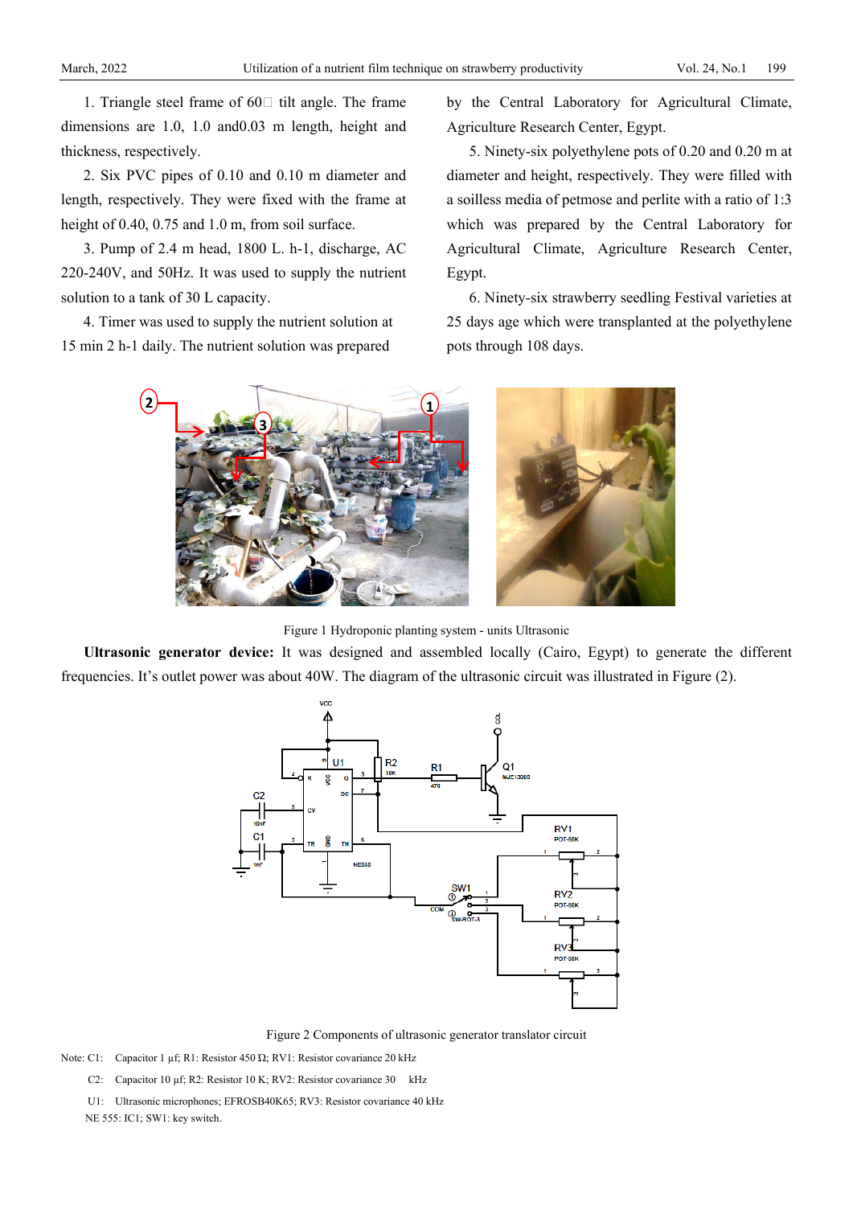1. Triangle steel frame of 60□ tilt angle. The frame dimensions are 1.0, 1.0 and0.03 m length, height and thickness, respectively.

2. Six PVC pipes of 0.10 and 0.10 m diameter and length, respectively. They were fixed with the frame at height of 0.40, 0.75 and 1.0 m, from soil surface.

3. Pump of 2.4 m head, 1800 L. h-1, discharge, AC 220-240V, and 50Hz. It was used to supply the nutrient solution to a tank of 30 L capacity.

4. Timer was used to supply the nutrient solution at 15 min 2 h-1 daily. The nutrient solution was prepared by the Central Laboratory for Agricultural Climate, Agriculture Research Center, Egypt.

5. Ninety-six polyethylene pots of 0.20 and 0.20 m at diameter and height, respectively. They were filled with a soilless media of petmose and perlite with a ratio of 1:3 which was prepared by the Central Laboratory for Agricultural Climate, Agriculture Research Center, Egypt.

6. Ninety-six strawberry seedling Festival varieties at 25 days age which were transplanted at the polyethylene pots through 108 days.

Figure 1 Hydroponic planting system - units Ultrasonic

**Ultrasonic generator device:** It was designed and assembled locally (Cairo, Egypt) to generate the different frequencies. It's outlet power was about 40W. The diagram of the ultrasonic circuit was illustrated in Figure (2).

Figure 2 Components of ultrasonic generator translator circuit

Note: C1: Capacitor 1 µf; R1: Resistor 450 Ω; RV1: Resistor covariance 20 kHz

C2: Capacitor 10 µf; R2: Resistor 10 K; RV2: Resistor covariance 30 kHz

U1: Ultrasonic microphones; EFROSB40K65; RV3: Resistor covariance 40 kHz

NE 555: IC1; SW1: key switch.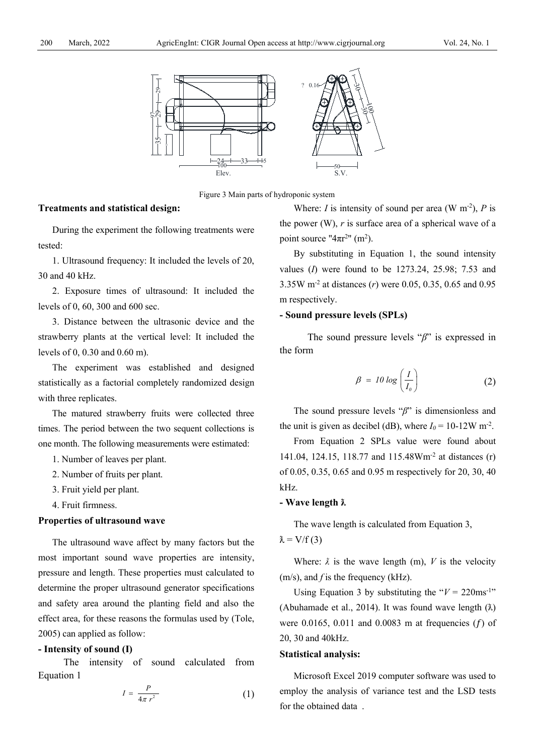Figure 3 Main parts of hydroponic system

**Treatments and statistical design:**

During the experiment the following treatments were tested:

1. Ultrasound frequency: It included the levels of 20, 30 and 40 kHz.

2. Exposure times of ultrasound: It included the levels of 0, 60, 300 and 600 sec.

3. Distance between the ultrasonic device and the strawberry plants at the vertical level: It included the levels of 0, 0.30 and 0.60 m).

The experiment was established and designed statistically as a factorial completely randomized design with three replicates.

The matured strawberry fruits were collected three times. The period between the two sequent collections is one month. The following measurements were estimated:

1. Number of leaves per plant.
2. Number of fruits per plant.
3. Fruit yield per plant.
4. Fruit firmness.

**Properties of ultrasound wave**

The ultrasound wave affect by many factors but the most important sound wave properties are intensity, pressure and length. These properties must calculated to determine the proper ultrasound generator specifications and safety area around the planting field and also the effect area, for these reasons the formulas used by (Tole, 2005) can applied as follow:

**- Intensity of sound (I)**

The intensity of sound calculated from Equation 1

$$I = \frac{P}{4\pi r^2} \tag{1}$$

Where: $I$ is intensity of sound per area (W $m^{-2}$), $P$ is the power (W), $r$ is surface area of a spherical wave of a point source "$4\pi r^2$" ($m^2$).

By substituting in Equation 1, the sound intensity values ($I$) were found to be 1273.24, 25.98; 7.53 and 3.35W $m^{-2}$ at distances ($r$) were 0.05, 0.35, 0.65 and 0.95 m respectively.

**- Sound pressure levels (SPLs)**

The sound pressure levels "$\beta$" is expressed in the form

$$\beta = 10 \log \left( \frac{I}{I_0} \right) \tag{2}$$

The sound pressure levels "$\beta$" is dimensionless and the unit is given as decibel (dB), where $I_0$ = 10-12W $m^{-2}$.

From Equation 2 SPLs value were found about 141.04, 124.15, 118.77 and 115.48W$m^{-2}$ at distances (r) of 0.05, 0.35, 0.65 and 0.95 m respectively for 20, 30, 40 kHz.

**- Wave length λ**

The wave length is calculated from Equation 3,

$\lambda$ = V/f (3)

Where: $\lambda$ is the wave length (m), $V$ is the velocity (m/s), and $f$ is the frequency (kHz).

Using Equation 3 by substituting the "$V$ = 220$ms^{-1}$" (Abuhamade et al., 2014). It was found wave length (λ) were 0.0165, 0.011 and 0.0083 m at frequencies ($f$) of 20, 30 and 40kHz.

**Statistical analysis:**

Microsoft Excel 2019 computer software was used to employ the analysis of variance test and the LSD tests for the obtained data .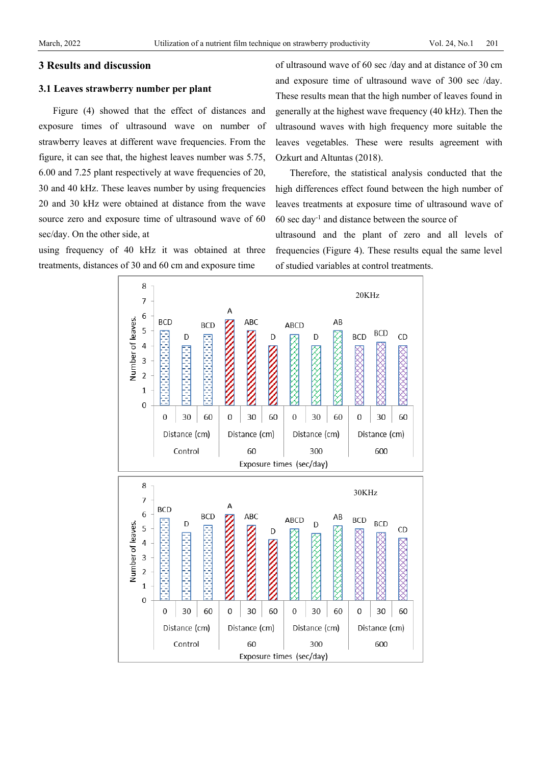## 3 Results and discussion

### 3.1 Leaves strawberry number per plant

Figure (4) showed that the effect of distances and exposure times of ultrasound wave on number of strawberry leaves at different wave frequencies. From the figure, it can see that, the highest leaves number was 5.75, 6.00 and 7.25 plant respectively at wave frequencies of 20, 30 and 40 kHz. These leaves number by using frequencies 20 and 30 kHz were obtained at distance from the wave source zero and exposure time of ultrasound wave of 60 sec/day. On the other side, at using frequency of 40 kHz it was obtained at three treatments, distances of 30 and 60 cm and exposure time of ultrasound wave of 60 sec /day and at distance of 30 cm and exposure time of ultrasound wave of 300 sec /day. These results mean that the high number of leaves found in generally at the highest wave frequency (40 kHz). Then the ultrasound waves with high frequency more suitable the leaves vegetables. These were results agreement with Ozkurt and Altuntas (2018).

Therefore, the statistical analysis conducted that the high differences effect found between the high number of leaves treatments at exposure time of ultrasound wave of 60 sec day$^{-1}$ and distance between the source of ultrasound and the plant of zero and all levels of frequencies (Figure 4). These results equal the same level of studied variables at control treatments.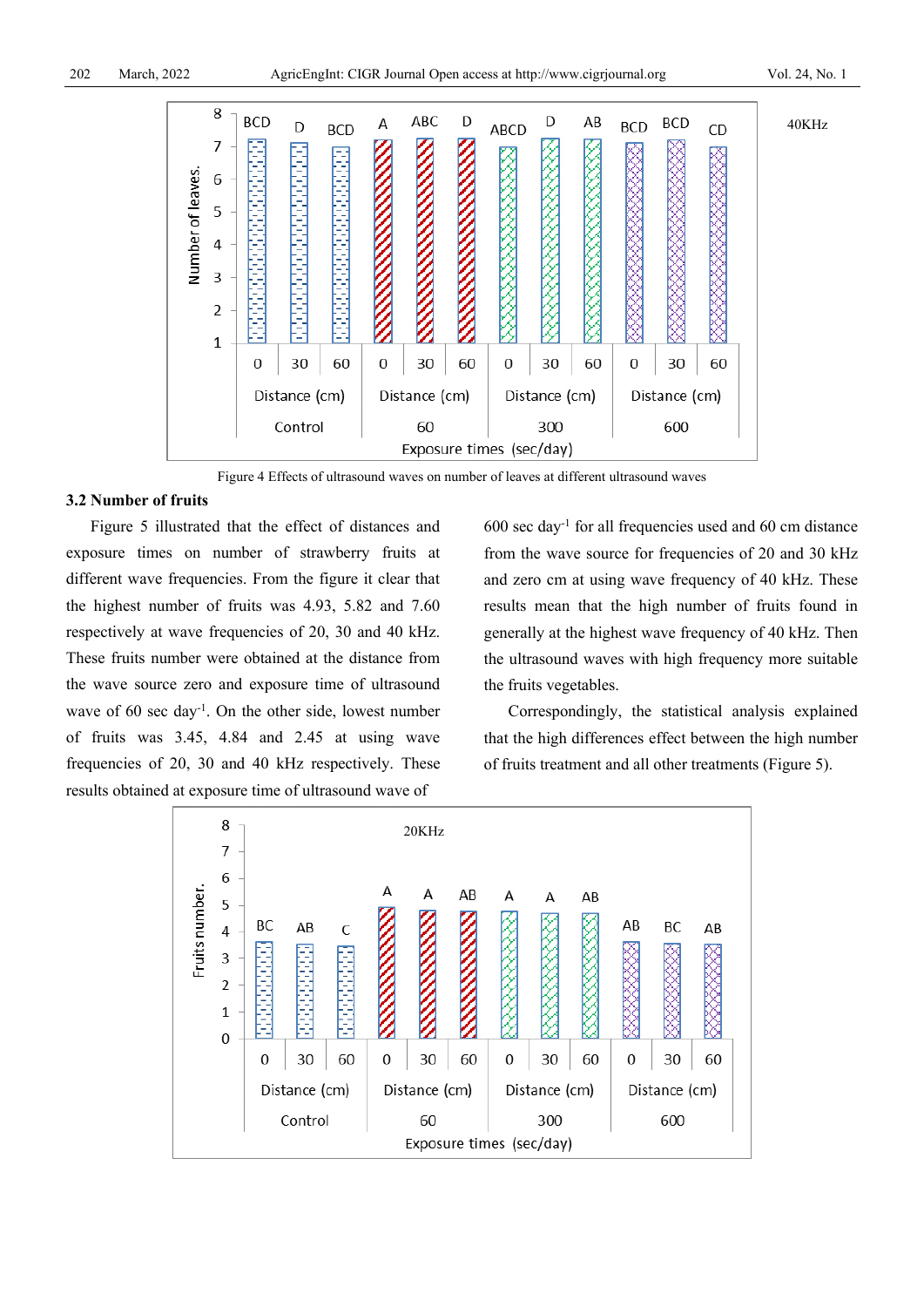Figure 4 Effects of ultrasound waves on number of leaves at different ultrasound waves

### 3.2 Number of fruits

Figure 5 illustrated that the effect of distances and exposure times on number of strawberry fruits at different wave frequencies. From the figure it clear that the highest number of fruits was 4.93, 5.82 and 7.60 respectively at wave frequencies of 20, 30 and 40 kHz. These fruits number were obtained at the distance from the wave source zero and exposure time of ultrasound wave of 60 sec day$^{-1}$. On the other side, lowest number of fruits was 3.45, 4.84 and 2.45 at using wave frequencies of 20, 30 and 40 kHz respectively. These results obtained at exposure time of ultrasound wave of 600 sec day$^{-1}$ for all frequencies used and 60 cm distance from the wave source for frequencies of 20 and 30 kHz and zero cm at using wave frequency of 40 kHz. These results mean that the high number of fruits found in generally at the highest wave frequency of 40 kHz. Then the ultrasound waves with high frequency more suitable the fruits vegetables.

Correspondingly, the statistical analysis explained that the high differences effect between the high number of fruits treatment and all other treatments (Figure 5).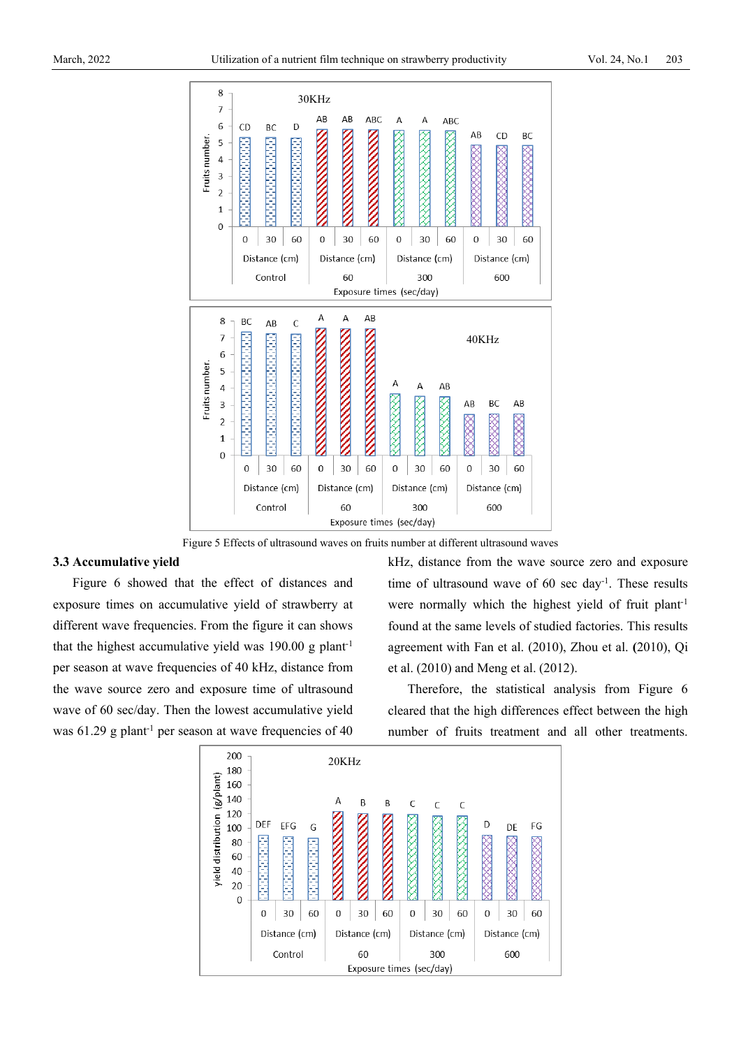Figure 5 Effects of ultrasound waves on fruits number at different ultrasound waves

### 3.3 Accumulative yield

Figure 6 showed that the effect of distances and exposure times on accumulative yield of strawberry at different wave frequencies. From the figure it can shows that the highest accumulative yield was 190.00 g plant$^{-1}$ per season at wave frequencies of 40 kHz, distance from the wave source zero and exposure time of ultrasound wave of 60 sec/day. Then the lowest accumulative yield was 61.29 g plant$^{-1}$ per season at wave frequencies of 40 kHz, distance from the wave source zero and exposure time of ultrasound wave of 60 sec day$^{-1}$. These results were normally which the highest yield of fruit plant$^{-1}$ found at the same levels of studied factories. This results agreement with Fan et al. (2010), Zhou et al. (2010), Qi et al. (2010) and Meng et al. (2012).

Therefore, the statistical analysis from Figure 6 cleared that the high differences effect between the high number of fruits treatment and all other treatments.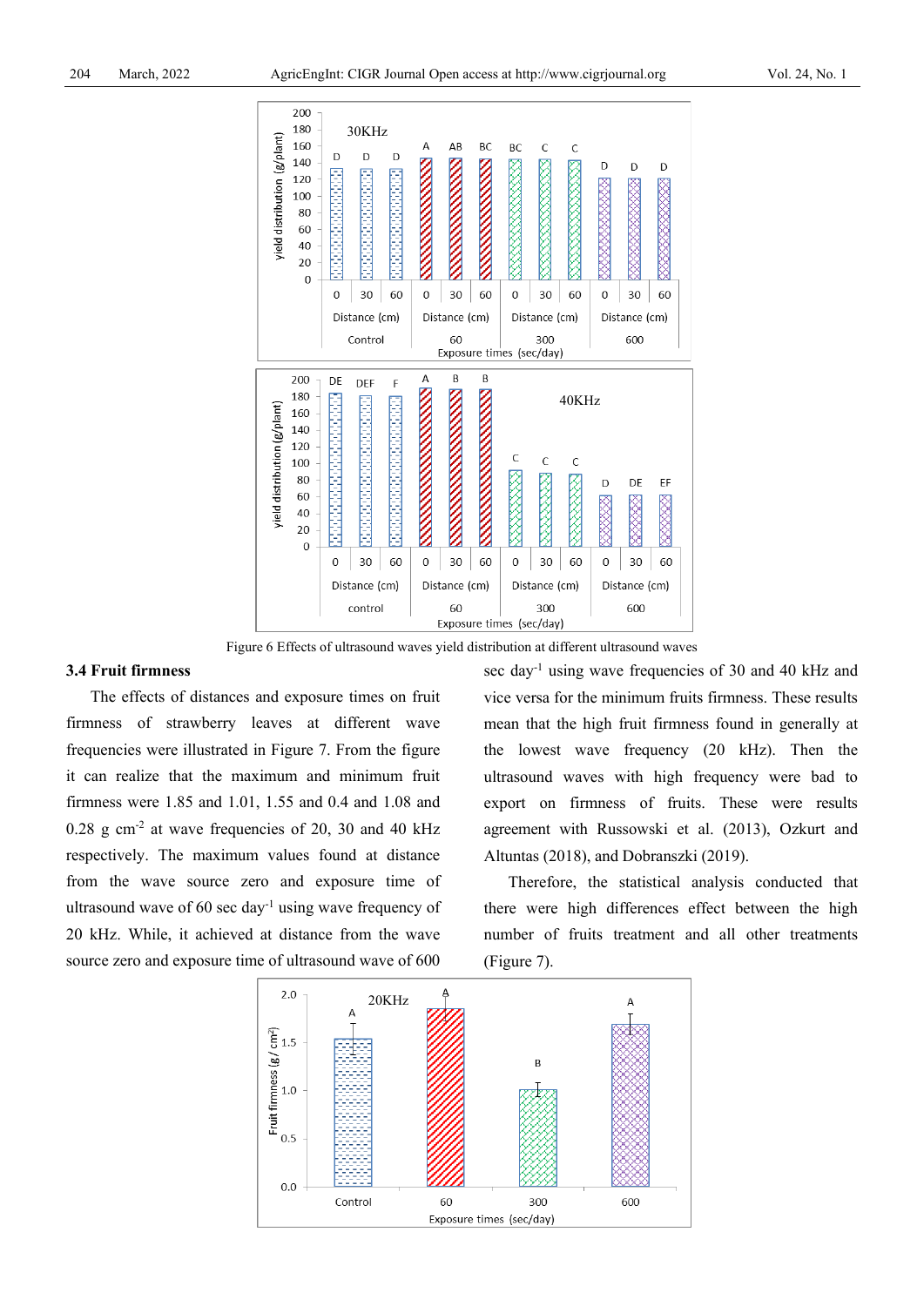Figure 6 Effects of ultrasound waves yield distribution at different ultrasound waves

### 3.4 Fruit firmness

The effects of distances and exposure times on fruit firmness of strawberry leaves at different wave frequencies were illustrated in Figure 7. From the figure it can realize that the maximum and minimum fruit firmness were 1.85 and 1.01, 1.55 and 0.4 and 1.08 and 0.28 g cm$^{-2}$ at wave frequencies of 20, 30 and 40 kHz respectively. The maximum values found at distance from the wave source zero and exposure time of ultrasound wave of 60 sec day$^{-1}$ using wave frequency of 20 kHz. While, it achieved at distance from the wave source zero and exposure time of ultrasound wave of 600 sec day$^{-1}$ using wave frequencies of 30 and 40 kHz and vice versa for the minimum fruits firmness. These results mean that the high fruit firmness found in generally at the lowest wave frequency (20 kHz). Then the ultrasound waves with high frequency were bad to export on firmness of fruits. These were results agreement with Russowski et al. (2013), Ozkurt and Altuntas (2018), and Dobranszki (2019).

Therefore, the statistical analysis conducted that there were high differences effect between the high number of fruits treatment and all other treatments (Figure 7).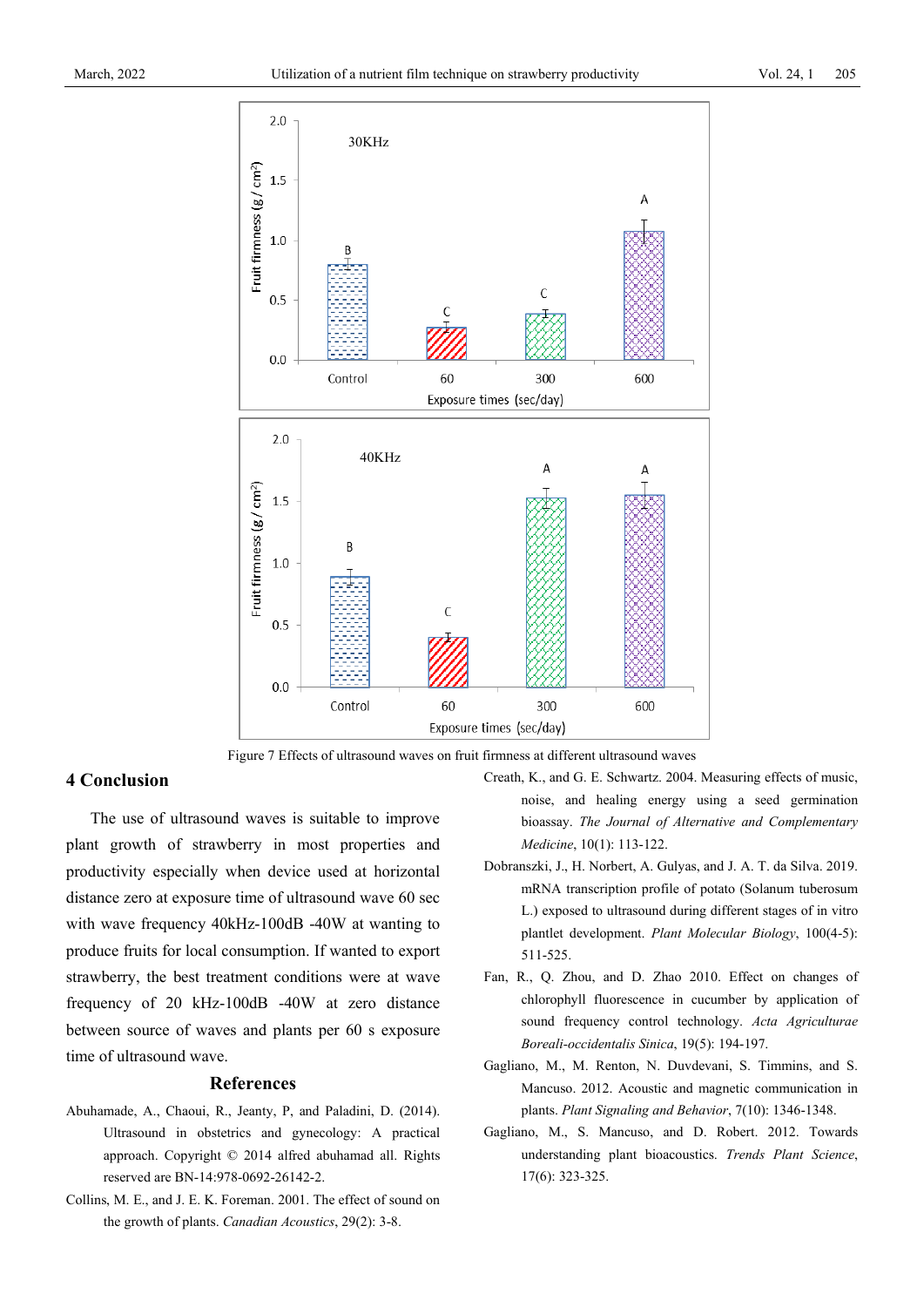Figure 7 Effects of ultrasound waves on fruit firmness at different ultrasound waves

## 4 Conclusion

The use of ultrasound waves is suitable to improve plant growth of strawberry in most properties and productivity especially when device used at horizontal distance zero at exposure time of ultrasound wave 60 sec with wave frequency 40kHz-100dB -40W at wanting to produce fruits for local consumption. If wanted to export strawberry, the best treatment conditions were at wave frequency of 20 kHz-100dB -40W at zero distance between source of waves and plants per 60 s exposure time of ultrasound wave.

## References

Abuhamade, A., Chaoui, R., Jeanty, P, and Paladini, D. (2014). Ultrasound in obstetrics and gynecology: A practical approach. Copyright © 2014 alfred abuhamad all. Rights reserved are BN-14:978-0692-26142-2.

Collins, M. E., and J. E. K. Foreman. 2001. The effect of sound on the growth of plants. *Canadian Acoustics*, 29(2): 3-8.

Creath, K., and G. E. Schwartz. 2004. Measuring effects of music, noise, and healing energy using a seed germination bioassay. *The Journal of Alternative and Complementary Medicine*, 10(1): 113-122.

Dobranszki, J., H. Norbert, A. Gulyas, and J. A. T. da Silva. 2019. mRNA transcription profile of potato (Solanum tuberosum L.) exposed to ultrasound during different stages of in vitro plantlet development. *Plant Molecular Biology*, 100(4-5): 511-525.

Fan, R., Q. Zhou, and D. Zhao 2010. Effect on changes of chlorophyll fluorescence in cucumber by application of sound frequency control technology. *Acta Agriculturae Boreali-occidentalis Sinica*, 19(5): 194-197.

Gagliano, M., M. Renton, N. Duvdevani, S. Timmins, and S. Mancuso. 2012. Acoustic and magnetic communication in plants. *Plant Signaling and Behavior*, 7(10): 1346-1348.

Gagliano, M., S. Mancuso, and D. Robert. 2012. Towards understanding plant bioacoustics. *Trends Plant Science*, 17(6): 323-325.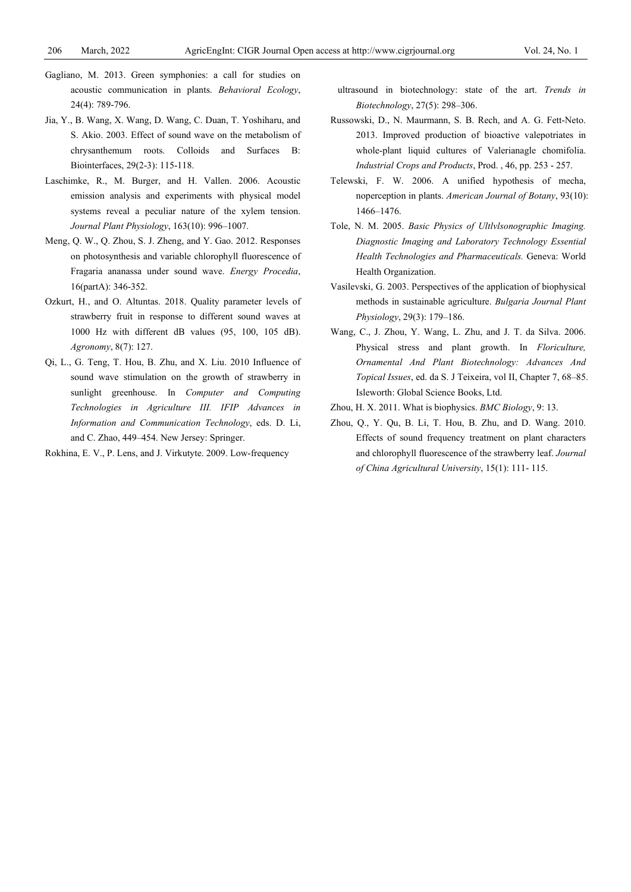Gagliano, M. 2013. Green symphonies: a call for studies on acoustic communication in plants. *Behavioral Ecology*, 24(4): 789-796.

Jia, Y., B. Wang, X. Wang, D. Wang, C. Duan, T. Yoshiharu, and S. Akio. 2003. Effect of sound wave on the metabolism of chrysanthemum roots. Colloids and Surfaces B: Biointerfaces, 29(2-3): 115-118.

Laschimke, R., M. Burger, and H. Vallen. 2006. Acoustic emission analysis and experiments with physical model systems reveal a peculiar nature of the xylem tension. *Journal Plant Physiology*, 163(10): 996–1007.

Meng, Q. W., Q. Zhou, S. J. Zheng, and Y. Gao. 2012. Responses on photosynthesis and variable chlorophyll fluorescence of Fragaria ananassa under sound wave. *Energy Procedia*, 16(partA): 346-352.

Ozkurt, H., and O. Altuntas. 2018. Quality parameter levels of strawberry fruit in response to different sound waves at 1000 Hz with different dB values (95, 100, 105 dB). *Agronomy*, 8(7): 127.

Qi, L., G. Teng, T. Hou, B. Zhu, and X. Liu. 2010 Influence of sound wave stimulation on the growth of strawberry in sunlight greenhouse. In *Computer and Computing Technologies in Agriculture III. IFIP Advances in Information and Communication Technology*, eds. D. Li, and C. Zhao, 449–454. New Jersey: Springer.

Rokhina, E. V., P. Lens, and J. Virkutyte. 2009. Low-frequency ultrasound in biotechnology: state of the art. *Trends in Biotechnology*, 27(5): 298–306.

Russowski, D., N. Maurmann, S. B. Rech, and A. G. Fett-Neto. 2013. Improved production of bioactive valepotriates in whole-plant liquid cultures of Valerianagle chomifolia. *Industrial Crops and Products*, Prod. , 46, pp. 253 - 257.

Telewski, F. W. 2006. A unified hypothesis of mecha, noperception in plants. *American Journal of Botany*, 93(10): 1466–1476.

Tole, N. M. 2005. *Basic Physics of Ultlvlsonographic Imaging. Diagnostic Imaging and Laboratory Technology Essential Health Technologies and Pharmaceuticals.* Geneva: World Health Organization.

Vasilevski, G. 2003. Perspectives of the application of biophysical methods in sustainable agriculture. *Bulgaria Journal Plant Physiology*, 29(3): 179–186.

Wang, C., J. Zhou, Y. Wang, L. Zhu, and J. T. da Silva. 2006. Physical stress and plant growth. In *Floriculture, Ornamental And Plant Biotechnology: Advances And Topical Issues*, ed. da S. J Teixeira, vol II, Chapter 7, 68–85. Isleworth: Global Science Books, Ltd.

Zhou, H. X. 2011. What is biophysics. *BMC Biology*, 9: 13.

Zhou, Q., Y. Qu, B. Li, T. Hou, B. Zhu, and D. Wang. 2010. Effects of sound frequency treatment on plant characters and chlorophyll fluorescence of the strawberry leaf. *Journal of China Agricultural University*, 15(1): 111- 115.